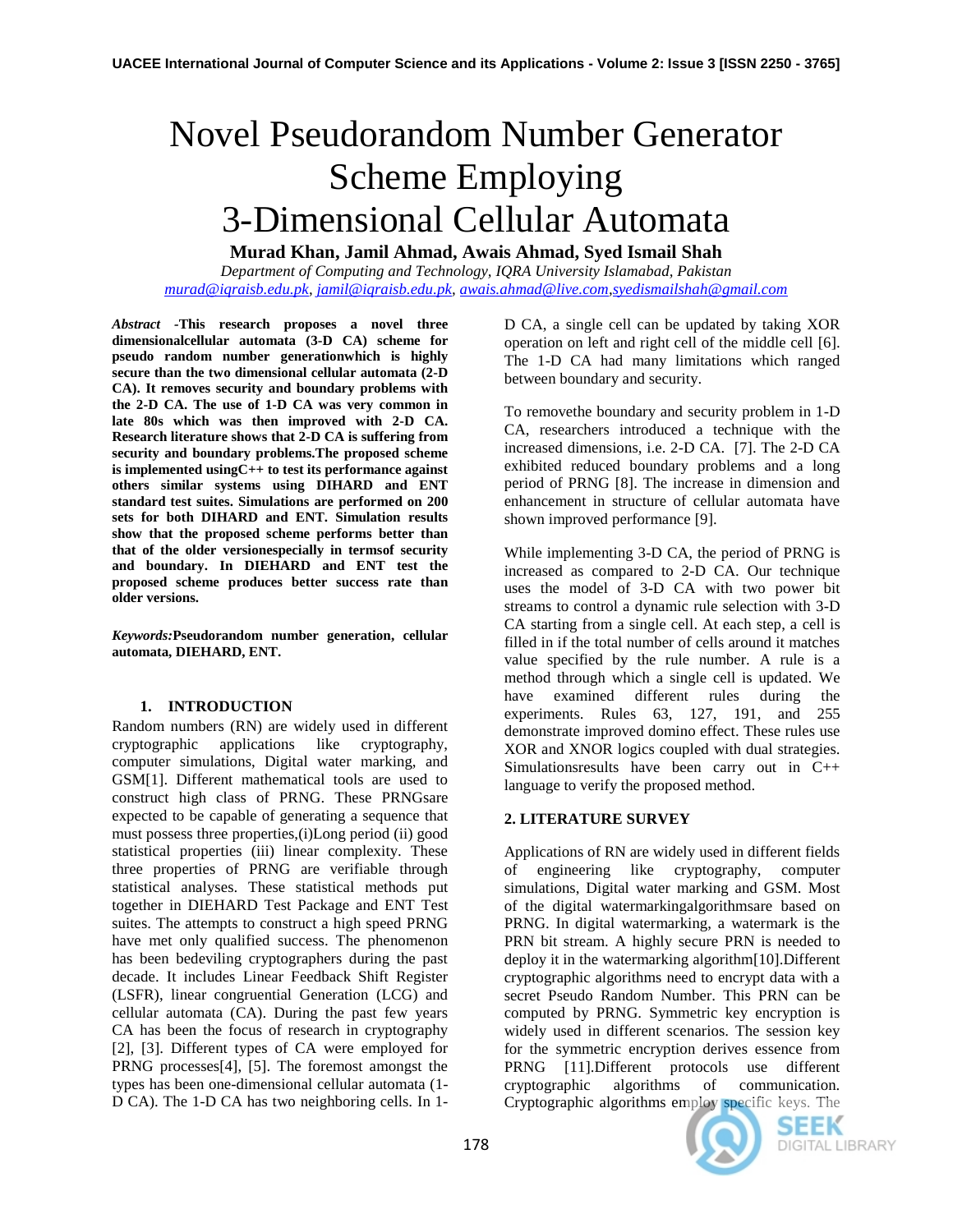# Novel Pseudorandom Number Generator Scheme Employing 3-Dimensional Cellular Automata

**Murad Khan, Jamil Ahmad, Awais Ahmad, Syed Ismail Shah**

*Department of Computing and Technology, IQRA University Islamabad, Pakistan*

murad@iqraisb.edu.pk, jamil@iqraisb.edu.pk, awais.ahmad@live.com,syedismailshah@gmail.com

***Abstract*** **-This research proposes a novel three dimensionalcellular automata (3-D CA) scheme for pseudo random number generationwhich is highly secure than the two dimensional cellular automata (2-D CA). It removes security and boundary problems with the 2-D CA. The use of 1-D CA was very common in late 80s which was then improved with 2-D CA. Research literature shows that 2-D CA is suffering from security and boundary problems.The proposed scheme is implemented usingC++ to test its performance against others similar systems using DIHARD and ENT standard test suites. Simulations are performed on 200 sets for both DIHARD and ENT. Simulation results show that the proposed scheme performs better than that of the older versionespecially in termsof security and boundary. In DIEHARD and ENT test the proposed scheme produces better success rate than older versions.**

***Keywords:*****Pseudorandom number generation, cellular automata, DIEHARD, ENT.**

## 1. INTRODUCTION

Random numbers (RN) are widely used in different cryptographic applications like cryptography, computer simulations, Digital water marking, and GSM[1]. Different mathematical tools are used to construct high class of PRNG. These PRNGsare expected to be capable of generating a sequence that must possess three properties,(i)Long period (ii) good statistical properties (iii) linear complexity. These three properties of PRNG are verifiable through statistical analyses. These statistical methods put together in DIEHARD Test Package and ENT Test suites. The attempts to construct a high speed PRNG have met only qualified success. The phenomenon has been bedeviling cryptographers during the past decade. It includes Linear Feedback Shift Register (LSFR), linear congruential Generation (LCG) and cellular automata (CA). During the past few years CA has been the focus of research in cryptography [2], [3]. Different types of CA were employed for PRNG processes[4], [5]. The foremost amongst the types has been one-dimensional cellular automata (1-D CA). The 1-D CA has two neighboring cells. In 1-D CA, a single cell can be updated by taking XOR operation on left and right cell of the middle cell [6]. The 1-D CA had many limitations which ranged between boundary and security.

To removethe boundary and security problem in 1-D CA, researchers introduced a technique with the increased dimensions, i.e. 2-D CA. [7]. The 2-D CA exhibited reduced boundary problems and a long period of PRNG [8]. The increase in dimension and enhancement in structure of cellular automata have shown improved performance [9].

While implementing 3-D CA, the period of PRNG is increased as compared to 2-D CA. Our technique uses the model of 3-D CA with two power bit streams to control a dynamic rule selection with 3-D CA starting from a single cell. At each step, a cell is filled in if the total number of cells around it matches value specified by the rule number. A rule is a method through which a single cell is updated. We have examined different rules during the experiments. Rules 63, 127, 191, and 255 demonstrate improved domino effect. These rules use XOR and XNOR logics coupled with dual strategies. Simulationsresults have been carry out in C++ language to verify the proposed method.

## 2. LITERATURE SURVEY

Applications of RN are widely used in different fields of engineering like cryptography, computer simulations, Digital water marking and GSM. Most of the digital watermarkingalgorithmsare based on PRNG. In digital watermarking, a watermark is the PRN bit stream. A highly secure PRN is needed to deploy it in the watermarking algorithm[10].Different cryptographic algorithms need to encrypt data with a secret Pseudo Random Number. This PRN can be computed by PRNG. Symmetric key encryption is widely used in different scenarios. The session key for the symmetric encryption derives essence from PRNG [11].Different protocols use different cryptographic algorithms of communication. Cryptographic algorithms employ specific keys. The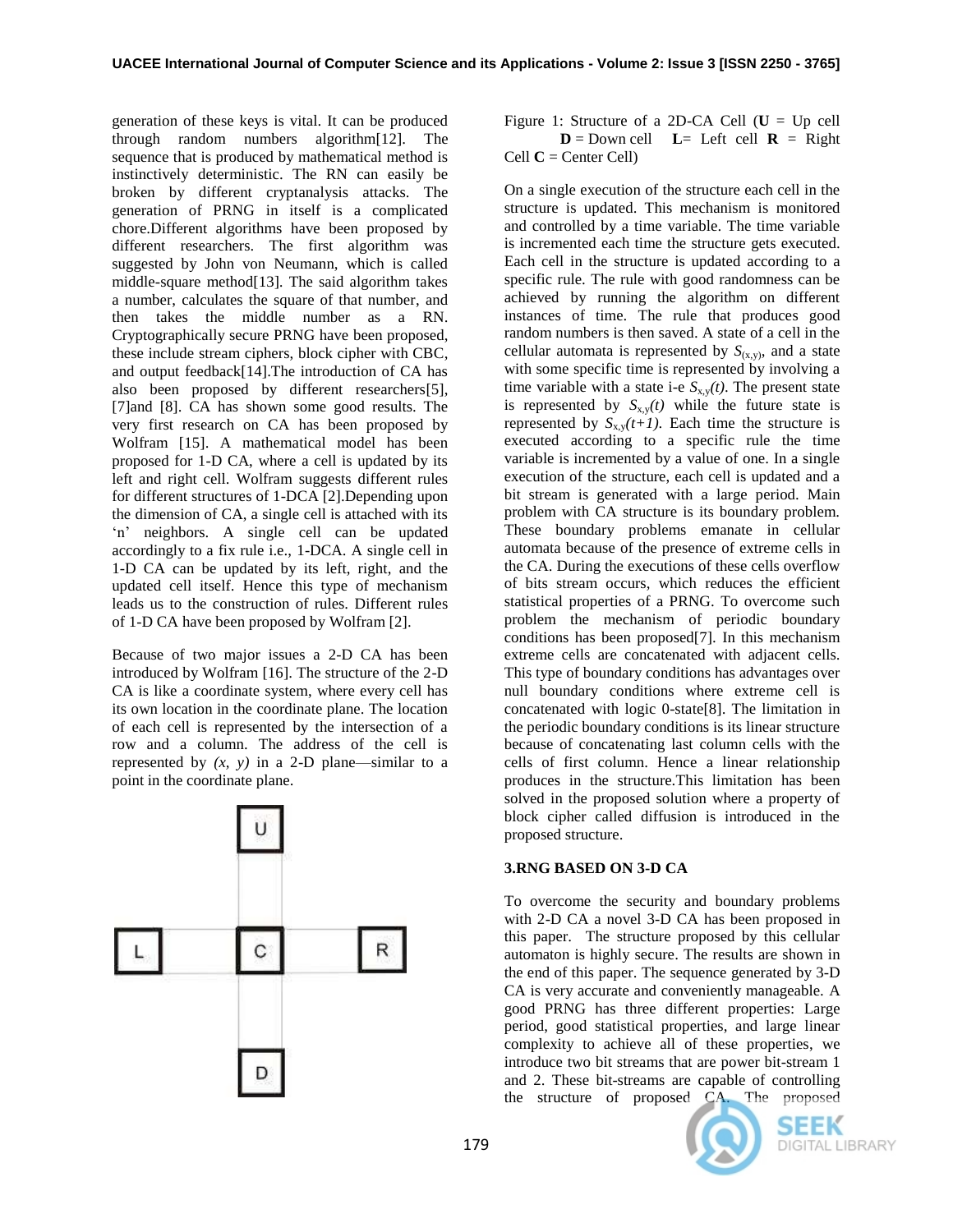generation of these keys is vital. It can be produced through random numbers algorithm[12]. The sequence that is produced by mathematical method is instinctively deterministic. The RN can easily be broken by different cryptanalysis attacks. The generation of PRNG in itself is a complicated chore.Different algorithms have been proposed by different researchers. The first algorithm was suggested by John von Neumann, which is called middle-square method[13]. The said algorithm takes a number, calculates the square of that number, and then takes the middle number as a RN. Cryptographically secure PRNG have been proposed, these include stream ciphers, block cipher with CBC, and output feedback[14].The introduction of CA has also been proposed by different researchers[5], [7]and [8]. CA has shown some good results. The very first research on CA has been proposed by Wolfram [15]. A mathematical model has been proposed for 1-D CA, where a cell is updated by its left and right cell. Wolfram suggests different rules for different structures of 1-DCA [2].Depending upon the dimension of CA, a single cell is attached with its 'n' neighbors. A single cell can be updated accordingly to a fix rule i.e., 1-DCA. A single cell in 1-D CA can be updated by its left, right, and the updated cell itself. Hence this type of mechanism leads us to the construction of rules. Different rules of 1-D CA have been proposed by Wolfram [2].

Because of two major issues a 2-D CA has been introduced by Wolfram [16]. The structure of the 2-D CA is like a coordinate system, where every cell has its own location in the coordinate plane. The location of each cell is represented by the intersection of a row and a column. The address of the cell is represented by *(x, y)* in a 2-D plane—similar to a point in the coordinate plane.

Figure 1: Structure of a 2D-CA Cell (**U** = Up cell **D** = Down cell **L**= Left cell **R** = Right Cell **C** = Center Cell)

On a single execution of the structure each cell in the structure is updated. This mechanism is monitored and controlled by a time variable. The time variable is incremented each time the structure gets executed. Each cell in the structure is updated according to a specific rule. The rule with good randomness can be achieved by running the algorithm on different instances of time. The rule that produces good random numbers is then saved. A state of a cell in the cellular automata is represented by $S_{(x,y)}$, and a state with some specific time is represented by involving a time variable with a state i-e $S_{x,y}(t)$. The present state is represented by $S_{x,y}(t)$ while the future state is represented by $S_{x,y}(t+1)$. Each time the structure is executed according to a specific rule the time variable is incremented by a value of one. In a single execution of the structure, each cell is updated and a bit stream is generated with a large period. Main problem with CA structure is its boundary problem. These boundary problems emanate in cellular automata because of the presence of extreme cells in the CA. During the executions of these cells overflow of bits stream occurs, which reduces the efficient statistical properties of a PRNG. To overcome such problem the mechanism of periodic boundary conditions has been proposed[7]. In this mechanism extreme cells are concatenated with adjacent cells. This type of boundary conditions has advantages over null boundary conditions where extreme cell is concatenated with logic 0-state[8]. The limitation in the periodic boundary conditions is its linear structure because of concatenating last column cells with the cells of first column. Hence a linear relationship produces in the structure.This limitation has been solved in the proposed solution where a property of block cipher called diffusion is introduced in the proposed structure.

### 3.RNG BASED ON 3-D CA

To overcome the security and boundary problems with 2-D CA a novel 3-D CA has been proposed in this paper. The structure proposed by this cellular automaton is highly secure. The results are shown in the end of this paper. The sequence generated by 3-D CA is very accurate and conveniently manageable. A good PRNG has three different properties: Large period, good statistical properties, and large linear complexity to achieve all of these properties, we introduce two bit streams that are power bit-stream 1 and 2. These bit-streams are capable of controlling the structure of proposed CA. The proposed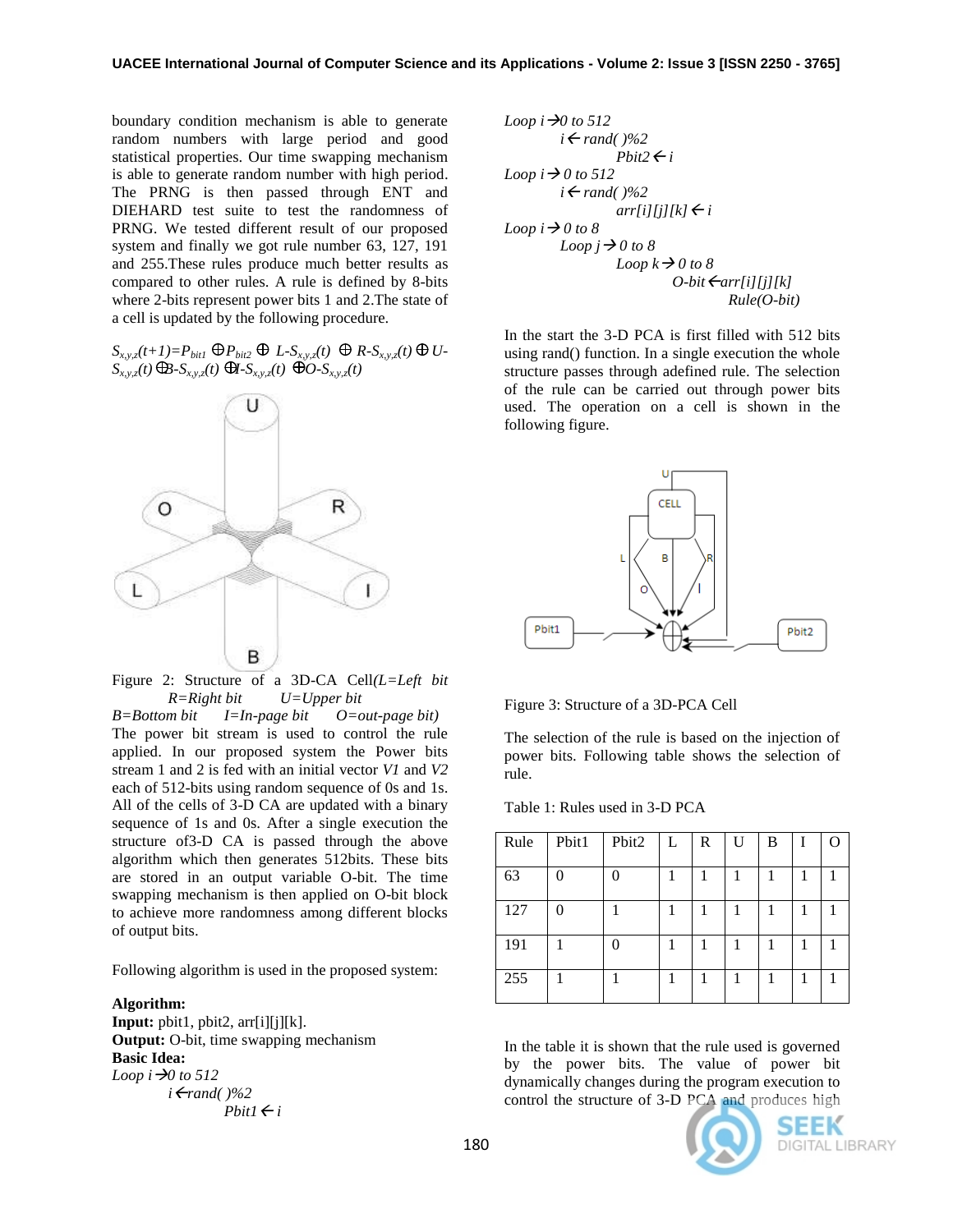boundary condition mechanism is able to generate random numbers with large period and good statistical properties. Our time swapping mechanism is able to generate random number with high period. The PRNG is then passed through ENT and DIEHARD test suite to test the randomness of PRNG. We tested different result of our proposed system and finally we got rule number 63, 127, 191 and 255.These rules produce much better results as compared to other rules. A rule is defined by 8-bits where 2-bits represent power bits 1 and 2.The state of a cell is updated by the following procedure.

$$S_{x,y,z}(t+1)=P_{bit1} \oplus P_{bit2} \oplus L\text{-}S_{x,y,z}(t) \oplus R\text{-}S_{x,y,z}(t) \oplus U\text{-}S_{x,y,z}(t) \oplus B\text{-}S_{x,y,z}(t) \oplus I\text{-}S_{x,y,z}(t) \oplus O\text{-}S_{x,y,z}(t)$$

Figure 2: Structure of a 3D-CA Cell*(L=Left bit R=Right bit U=Upper bit B=Bottom bit I=In-page bit O=out-page bit)*

The power bit stream is used to control the rule applied. In our proposed system the Power bits stream 1 and 2 is fed with an initial vector *V1* and *V2* each of 512-bits using random sequence of 0s and 1s. All of the cells of 3-D CA are updated with a binary sequence of 1s and 0s. After a single execution the structure of3-D CA is passed through the above algorithm which then generates 512bits. These bits are stored in an output variable O-bit. The time swapping mechanism is then applied on O-bit block to achieve more randomness among different blocks of output bits.

Following algorithm is used in the proposed system:

**Algorithm:**
**Input:** pbit1, pbit2, arr[i][j][k].
**Output:** O-bit, time swapping mechanism
**Basic Idea:**

```
Loop i→0 to 512
        i←rand( )%2
                Pbit1← i
Loop i→0 to 512
        i←rand( )%2
                Pbit2← i
Loop i→ 0 to 512
        i←rand( )%2
                arr[i][j][k]← i
Loop i→ 0 to 8
        Loop j→ 0 to 8
                Loop k→ 0 to 8
                        O-bit←arr[i][j][k]
                                Rule(O-bit)
```

In the start the 3-D PCA is first filled with 512 bits using rand() function. In a single execution the whole structure passes through adefined rule. The selection of the rule can be carried out through power bits used. The operation on a cell is shown in the following figure.

Figure 3: Structure of a 3D-PCA Cell

The selection of the rule is based on the injection of power bits. Following table shows the selection of rule.

Table 1: Rules used in 3-D PCA

| Rule | Pbit1 | Pbit2 | L | R | U | B | I | O |
|---|---|---|---|---|---|---|---|---|
| 63 | 0 | 0 | 1 | 1 | 1 | 1 | 1 | 1 |
| 127 | 0 | 1 | 1 | 1 | 1 | 1 | 1 | 1 |
| 191 | 1 | 0 | 1 | 1 | 1 | 1 | 1 | 1 |
| 255 | 1 | 1 | 1 | 1 | 1 | 1 | 1 | 1 |

In the table it is shown that the rule used is governed by the power bits. The value of power bit dynamically changes during the program execution to control the structure of 3-D PCA and produces high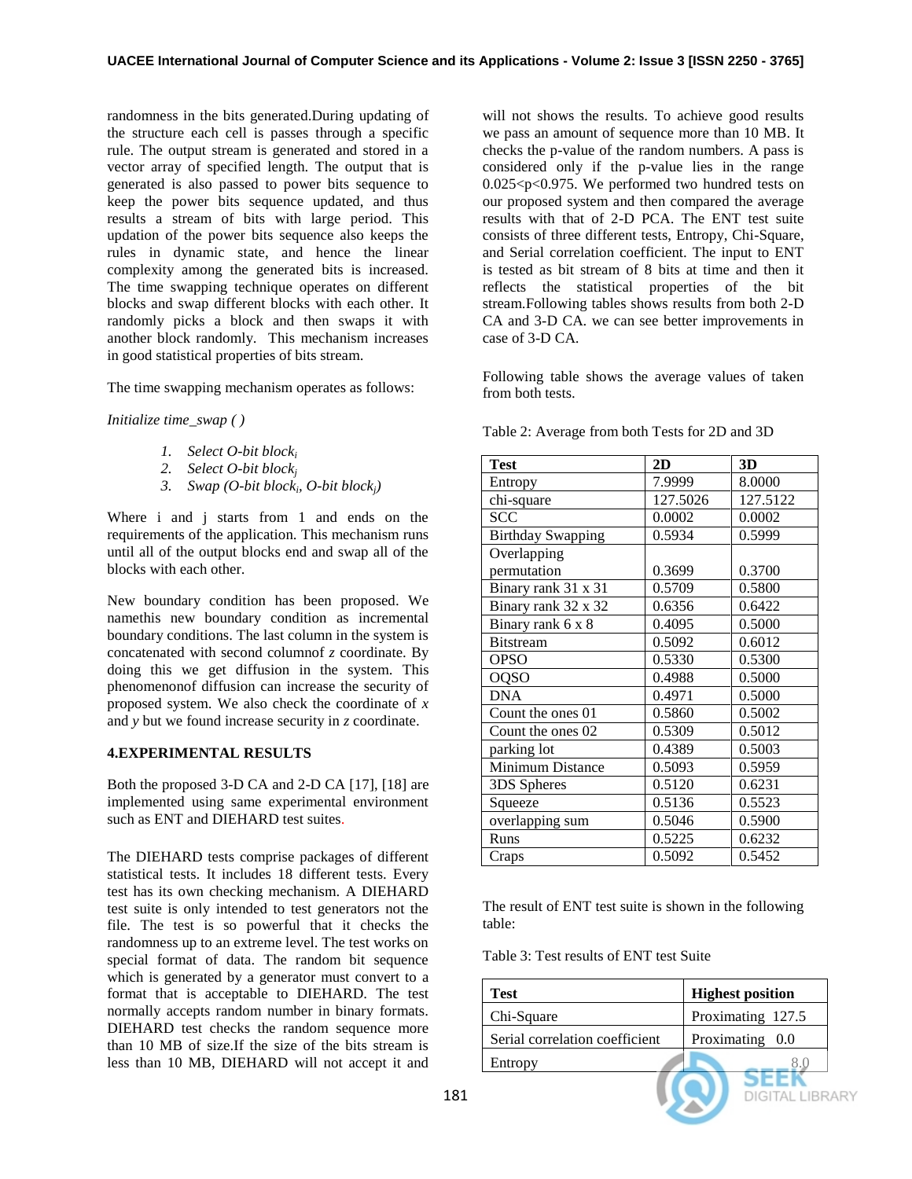randomness in the bits generated.During updating of the structure each cell is passes through a specific rule. The output stream is generated and stored in a vector array of specified length. The output that is generated is also passed to power bits sequence to keep the power bits sequence updated, and thus results a stream of bits with large period. This updation of the power bits sequence also keeps the rules in dynamic state, and hence the linear complexity among the generated bits is increased. The time swapping technique operates on different blocks and swap different blocks with each other. It randomly picks a block and then swaps it with another block randomly. This mechanism increases in good statistical properties of bits stream.

The time swapping mechanism operates as follows:

*Initialize time_swap ( )*

1. *Select O-bit block$_i$*
2. *Select O-bit block$_j$*
3. *Swap (O-bit block$_i$, O-bit block$_j$)*

Where i and j starts from 1 and ends on the requirements of the application. This mechanism runs until all of the output blocks end and swap all of the blocks with each other.

New boundary condition has been proposed. We namethis new boundary condition as incremental boundary conditions. The last column in the system is concatenated with second columnof *z* coordinate. By doing this we get diffusion in the system. This phenomenonof diffusion can increase the security of proposed system. We also check the coordinate of *x* and *y* but we found increase security in *z* coordinate.

## 4.EXPERIMENTAL RESULTS

Both the proposed 3-D CA and 2-D CA [17], [18] are implemented using same experimental environment such as ENT and DIEHARD test suites.

The DIEHARD tests comprise packages of different statistical tests. It includes 18 different tests. Every test has its own checking mechanism. A DIEHARD test suite is only intended to test generators not the file. The test is so powerful that it checks the randomness up to an extreme level. The test works on special format of data. The random bit sequence which is generated by a generator must convert to a format that is acceptable to DIEHARD. The test normally accepts random number in binary formats. DIEHARD test checks the random sequence more than 10 MB of size.If the size of the bits stream is less than 10 MB, DIEHARD will not accept it and will not shows the results. To achieve good results we pass an amount of sequence more than 10 MB. It checks the p-value of the random numbers. A pass is considered only if the p-value lies in the range $0.025<p<0.975$. We performed two hundred tests on our proposed system and then compared the average results with that of 2-D PCA. The ENT test suite consists of three different tests, Entropy, Chi-Square, and Serial correlation coefficient. The input to ENT is tested as bit stream of 8 bits at time and then it reflects the statistical properties of the bit stream.Following tables shows results from both 2-D CA and 3-D CA. we can see better improvements in case of 3-D CA.

Following table shows the average values of taken from both tests.

Table 2: Average from both Tests for 2D and 3D

| Test | 2D | 3D |
|---|---|---|
| Entropy | 7.9999 | 8.0000 |
| chi-square | 127.5026 | 127.5122 |
| SCC | 0.0002 | 0.0002 |
| Birthday Swapping | 0.5934 | 0.5999 |
| Overlapping permutation | 0.3699 | 0.3700 |
| Binary rank 31 x 31 | 0.5709 | 0.5800 |
| Binary rank 32 x 32 | 0.6356 | 0.6422 |
| Binary rank 6 x 8 | 0.4095 | 0.5000 |
| Bitstream | 0.5092 | 0.6012 |
| OPSO | 0.5330 | 0.5300 |
| OQSO | 0.4988 | 0.5000 |
| DNA | 0.4971 | 0.5000 |
| Count the ones 01 | 0.5860 | 0.5002 |
| Count the ones 02 | 0.5309 | 0.5012 |
| parking lot | 0.4389 | 0.5003 |
| Minimum Distance | 0.5093 | 0.5959 |
| 3DS Spheres | 0.5120 | 0.6231 |
| Squeeze | 0.5136 | 0.5523 |
| overlapping sum | 0.5046 | 0.5900 |
| Runs | 0.5225 | 0.6232 |
| Craps | 0.5092 | 0.5452 |

The result of ENT test suite is shown in the following table:

Table 3: Test results of ENT test Suite

| Test | Highest position |
|---|---|
| Chi-Square | Proximating 127.5 |
| Serial correlation coefficient | Proximating 0.0 |
| Entropy | 8.0 |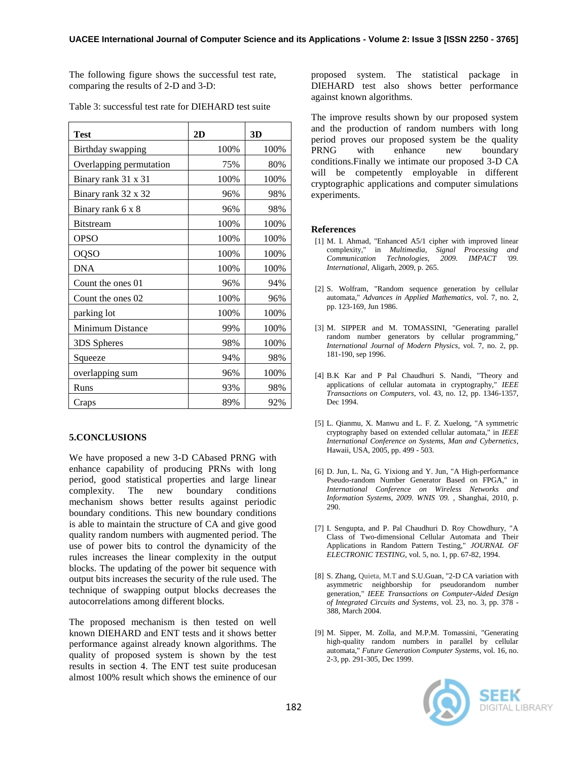The following figure shows the successful test rate, comparing the results of 2-D and 3-D:

Table 3: successful test rate for DIEHARD test suite

| Test | 2D | 3D |
|---|---|---|
| Birthday swapping | 100% | 100% |
| Overlapping permutation | 75% | 80% |
| Binary rank 31 x 31 | 100% | 100% |
| Binary rank 32 x 32 | 96% | 98% |
| Binary rank 6 x 8 | 96% | 98% |
| Bitstream | 100% | 100% |
| OPSO | 100% | 100% |
| OQSO | 100% | 100% |
| DNA | 100% | 100% |
| Count the ones 01 | 96% | 94% |
| Count the ones 02 | 100% | 96% |
| parking lot | 100% | 100% |
| Minimum Distance | 99% | 100% |
| 3DS Spheres | 98% | 100% |
| Squeeze | 94% | 98% |
| overlapping sum | 96% | 100% |
| Runs | 93% | 98% |
| Craps | 89% | 92% |

## 5.CONCLUSIONS

We have proposed a new 3-D CAbased PRNG with enhance capability of producing PRNs with long period, good statistical properties and large linear complexity. The new boundary conditions mechanism shows better results against periodic boundary conditions. This new boundary conditions is able to maintain the structure of CA and give good quality random numbers with augmented period. The use of power bits to control the dynamicity of the rules increases the linear complexity in the output blocks. The updating of the power bit sequence with output bits increases the security of the rule used. The technique of swapping output blocks decreases the autocorrelations among different blocks.

The proposed mechanism is then tested on well known DIEHARD and ENT tests and it shows better performance against already known algorithms. The quality of proposed system is shown by the test results in section 4. The ENT test suite producesan almost 100% result which shows the eminence of our proposed system. The statistical package in DIEHARD test also shows better performance against known algorithms.

The improve results shown by our proposed system and the production of random numbers with long period proves our proposed system be the quality PRNG with enhance new boundary conditions.Finally we intimate our proposed 3-D CA will be competently employable in different cryptographic applications and computer simulations experiments.

## References

[1] M. I. Ahmad, "Enhanced A5/1 cipher with improved linear complexity," in *Multimedia, Signal Processing and Communication Technologies, 2009. IMPACT '09. International*, Aligarh, 2009, p. 265.

[2] S. Wolfram, "Random sequence generation by cellular automata," *Advances in Applied Mathematics*, vol. 7, no. 2, pp. 123-169, Jun 1986.

[3] M. SIPPER and M. TOMASSINI, "Generating parallel random number generators by cellular programming," *International Journal of Modern Physics*, vol. 7, no. 2, pp. 181-190, sep 1996.

[4] B.K Kar and P Pal Chaudhuri S. Nandi, "Theory and applications of cellular automata in cryptography," *IEEE Transactions on Computers*, vol. 43, no. 12, pp. 1346-1357, Dec 1994.

[5] L. Qianmu, X. Manwu and L. F. Z. Xuelong, "A symmetric cryptography based on extended cellular automata," in *IEEE International Conference on Systems, Man and Cybernetics*, Hawaii, USA, 2005, pp. 499 - 503.

[6] D. Jun, L. Na, G. Yixiong and Y. Jun, "A High-performance Pseudo-random Number Generator Based on FPGA," in *International Conference on Wireless Networks and Information Systems, 2009. WNIS '09.* , Shanghai, 2010, p. 290.

[7] I. Sengupta, and P. Pal Chaudhuri D. Roy Chowdhury, "A Class of Two-dimensional Cellular Automata and Their Applications in Random Pattern Testing," *JOURNAL OF ELECTRONIC TESTING*, vol. 5, no. 1, pp. 67-82, 1994.

[8] S. Zhang, Quieta, M.T and S.U.Guan, "2-D CA variation with asymmetric neighborship for pseudorandom number generation," *IEEE Transactions on Computer-Aided Design of Integrated Circuits and Systems*, vol. 23, no. 3, pp. 378 - 388, March 2004.

[9] M. Sipper, M. Zolla, and M.P.M. Tomassini, "Generating high-quality random numbers in parallel by cellular automata," *Future Generation Computer Systems*, vol. 16, no. 2-3, pp. 291-305, Dec 1999.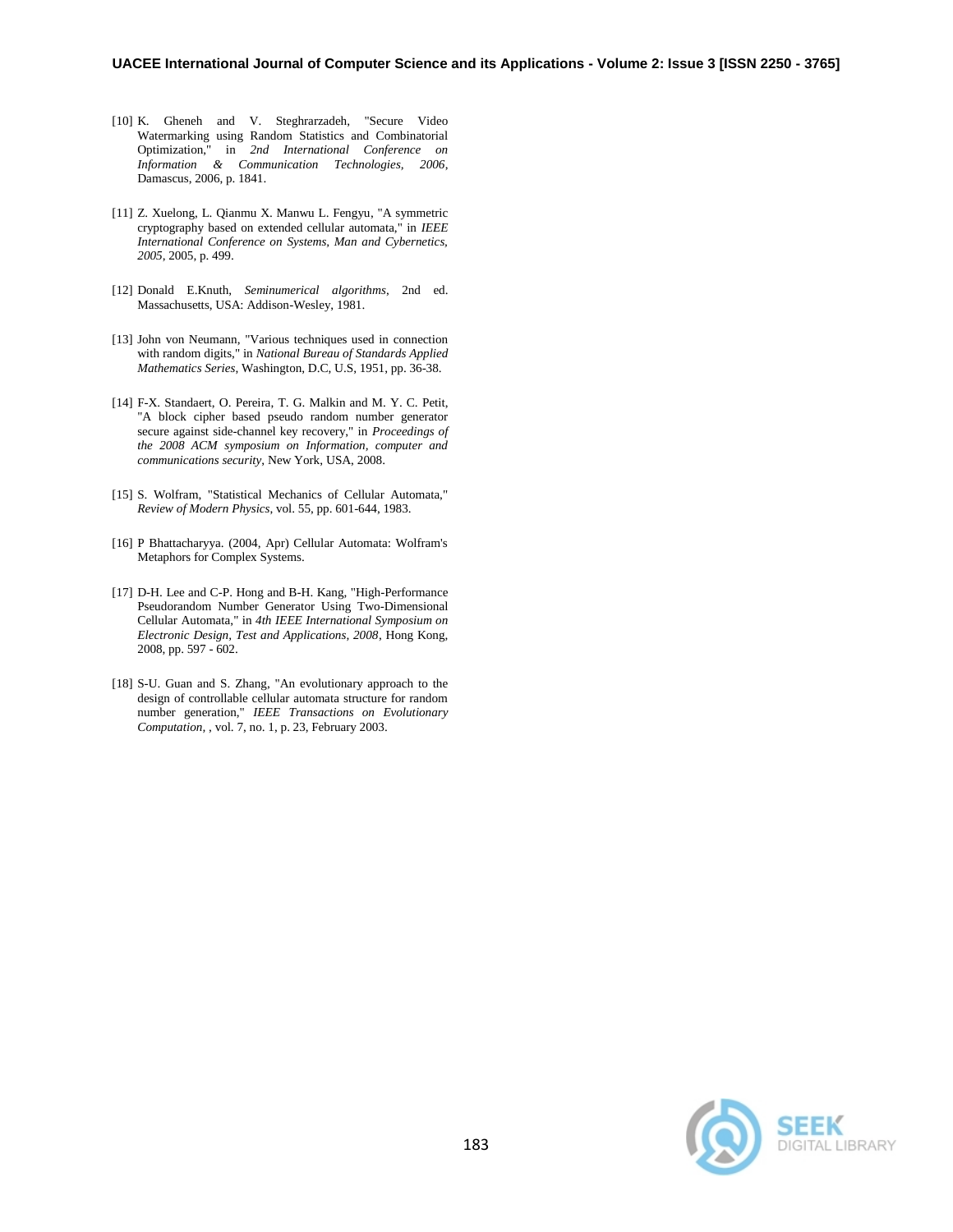[10] K. Gheneh and V. Steghrarzadeh, "Secure Video Watermarking using Random Statistics and Combinatorial Optimization," in *2nd International Conference on Information & Communication Technologies, 2006*, Damascus, 2006, p. 1841.

[11] Z. Xuelong, L. Qianmu X. Manwu L. Fengyu, "A symmetric cryptography based on extended cellular automata," in *IEEE International Conference on Systems, Man and Cybernetics, 2005*, 2005, p. 499.

[12] Donald E.Knuth, *Seminumerical algorithms*, 2nd ed. Massachusetts, USA: Addison-Wesley, 1981.

[13] John von Neumann, "Various techniques used in connection with random digits," in *National Bureau of Standards Applied Mathematics Series*, Washington, D.C, U.S, 1951, pp. 36-38.

[14] F-X. Standaert, O. Pereira, T. G. Malkin and M. Y. C. Petit, "A block cipher based pseudo random number generator secure against side-channel key recovery," in *Proceedings of the 2008 ACM symposium on Information, computer and communications security*, New York, USA, 2008.

[15] S. Wolfram, "Statistical Mechanics of Cellular Automata," *Review of Modern Physics*, vol. 55, pp. 601-644, 1983.

[16] P Bhattacharyya. (2004, Apr) Cellular Automata: Wolfram's Metaphors for Complex Systems.

[17] D-H. Lee and C-P. Hong and B-H. Kang, "High-Performance Pseudorandom Number Generator Using Two-Dimensional Cellular Automata," in *4th IEEE International Symposium on Electronic Design, Test and Applications, 2008*, Hong Kong, 2008, pp. 597 - 602.

[18] S-U. Guan and S. Zhang, "An evolutionary approach to the design of controllable cellular automata structure for random number generation," *IEEE Transactions on Evolutionary Computation*, , vol. 7, no. 1, p. 23, February 2003.